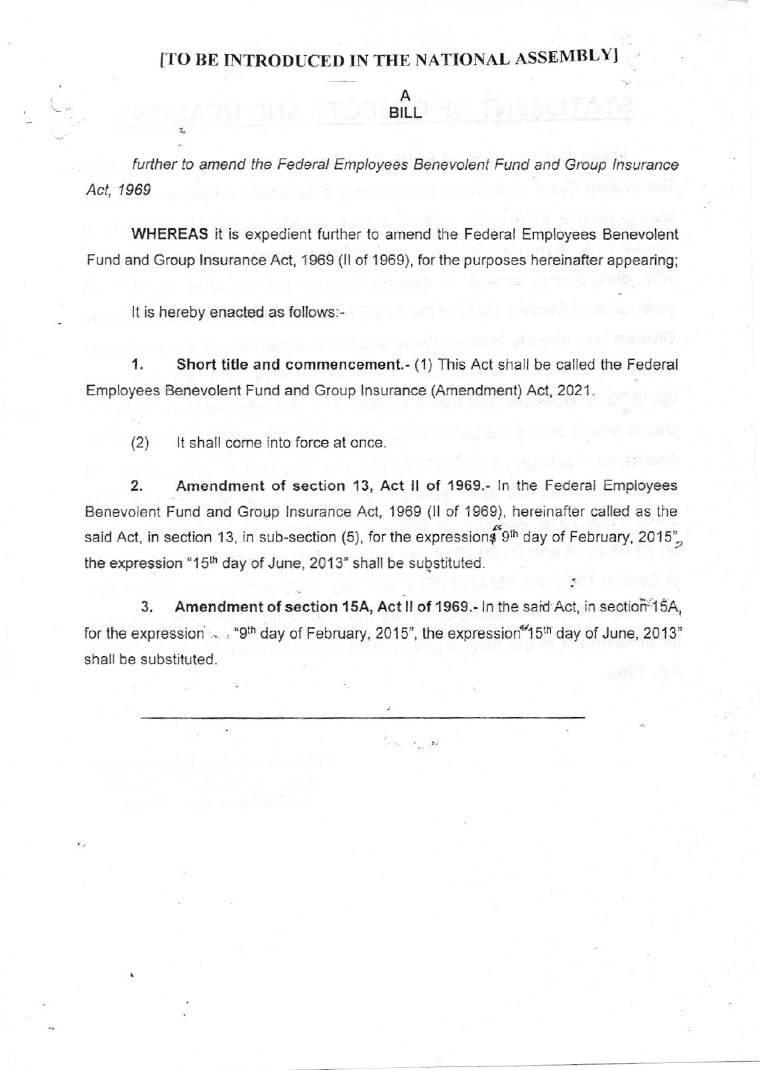**[TO BE INTRODUCED IN THE NATIONAL ASSEMBLY]**

**A**
**BILL**

*further to amend the Federal Employees Benevolent Fund and Group Insurance Act, 1969*

**WHEREAS** it is expedient further to amend the Federal Employees Benevolent Fund and Group Insurance Act, 1969 (II of 1969), for the purposes hereinafter appearing;

It is hereby enacted as follows:-

1. **Short title and commencement.-** (1) This Act shall be called the Federal Employees Benevolent Fund and Group Insurance (Amendment) Act, 2021.

(2) It shall come into force at once.

2. **Amendment of section 13, Act II of 1969.-** In the Federal Employees Benevolent Fund and Group Insurance Act, 1969 (II of 1969), hereinafter called as the said Act, in section 13, in sub-section (5), for the expressions "9th day of February, 2015", the expression "15th day of June, 2013" shall be substituted.

3. **Amendment of section 15A, Act II of 1969.-** In the said Act, in section 15A, for the expression "9th day of February, 2015", the expression "15th day of June, 2013" shall be substituted.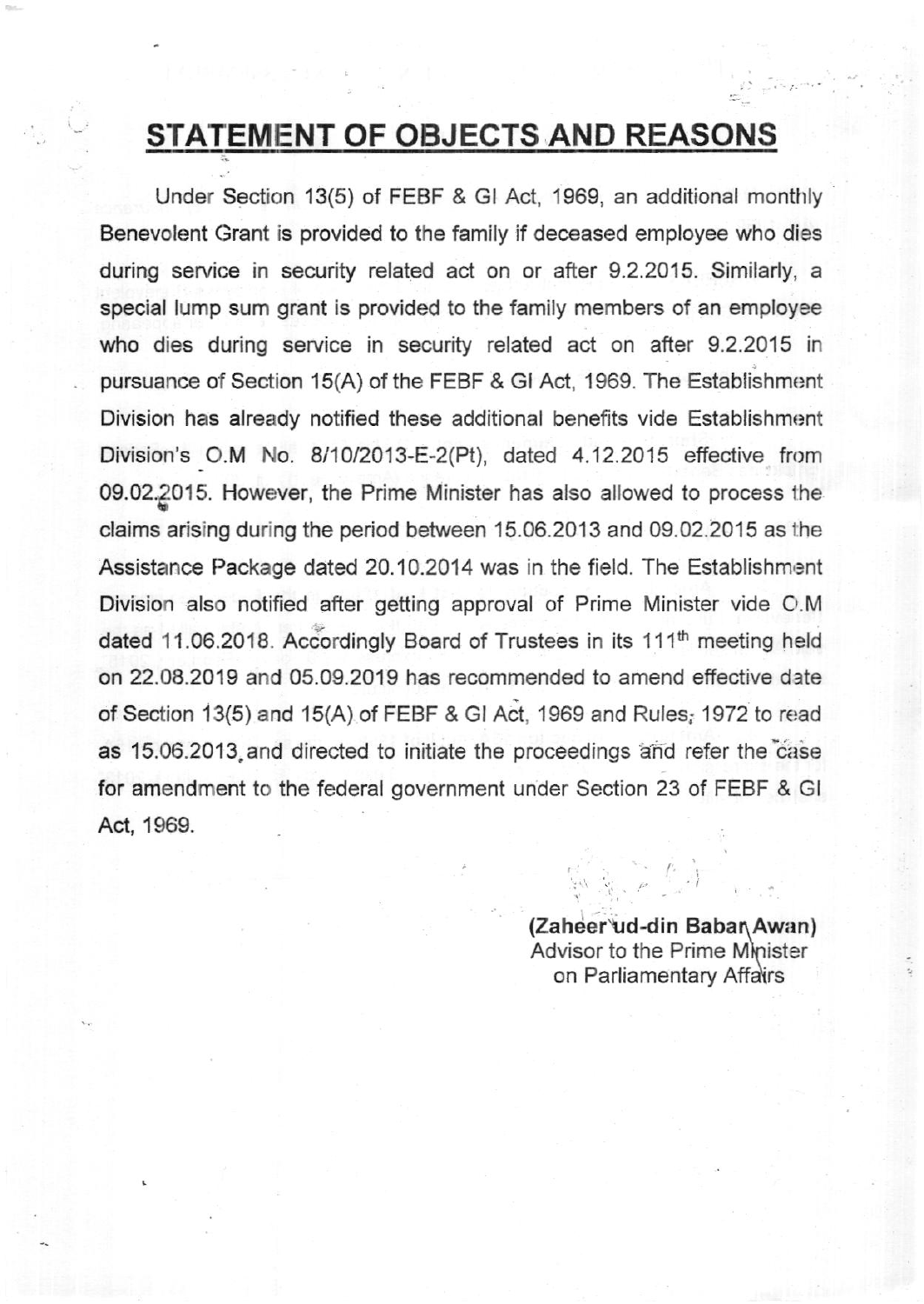# STATEMENT OF OBJECTS AND REASONS

Under Section 13(5) of FEBF & GI Act, 1969, an additional monthly Benevolent Grant is provided to the family if deceased employee who dies during service in security related act on or after 9.2.2015. Similarly, a special lump sum grant is provided to the family members of an employee who dies during service in security related act on after 9.2.2015 in pursuance of Section 15(A) of the FEBF & GI Act, 1969. The Establishment Division has already notified these additional benefits vide Establishment Division's O.M No. 8/10/2013-E-2(Pt), dated 4.12.2015 effective from 09.02.2015. However, the Prime Minister has also allowed to process the claims arising during the period between 15.06.2013 and 09.02.2015 as the Assistance Package dated 20.10.2014 was in the field. The Establishment Division also notified after getting approval of Prime Minister vide O.M dated 11.06.2018. Accordingly Board of Trustees in its 111th meeting held on 22.08.2019 and 05.09.2019 has recommended to amend effective date of Section 13(5) and 15(A) of FEBF & GI Act, 1969 and Rules, 1972 to read as 15.06.2013 and directed to initiate the proceedings and refer the case for amendment to the federal government under Section 23 of FEBF & GI Act, 1969.

**(Zaheer ud-din Babar Awan)**
Advisor to the Prime Minister
on Parliamentary Affairs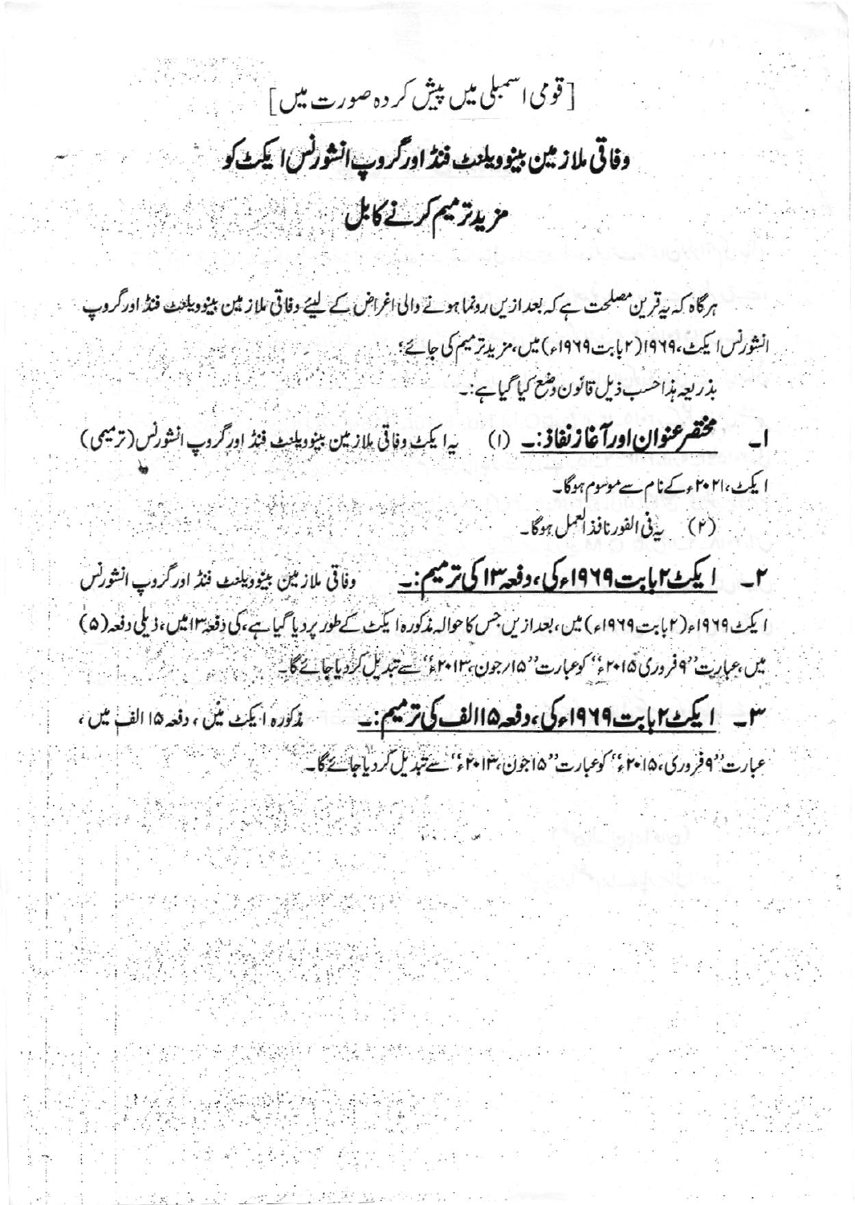[ قومی اسمبلی میں پیش کردہ صورت میں ]

# وفاقی ملازمین بینوویلنٹ فنڈ اور گروپ انشورنس ایکٹ کو مزید ترمیم کرنے کا بل

ہرگاہ کہ یہ قرین مصلحت ہے کہ بعد ازیں رونما ہونے والی اغراض کے لیئے وفاقی ملازمین بینوویلنٹ فنڈ اور گروپ انشورنس ایکٹ، ۱۹۶۹ء (۲ بابت ۱۹۶۹ء) میں، مزید ترمیم کی جائے؛

بذریعہ ہذا حسب ذیل قانون وضع کیا گیا ہے:۔

۱۔ **مختصر عنوان اور آغاز نفاذ:۔** (۱) یہ ایکٹ وفاقی ملازمین بینوویلنٹ فنڈ اور گروپ انشورنس (ترمیمی) ایکٹ، ۲۰۲۱ء کے نام سے موسوم ہوگا۔

(۲) یہ فی الفور نافذ العمل ہوگا۔

۲۔ **ایکٹ ۲ بابت ۱۹۶۹ء کی، دفعہ ۱۳ کی ترمیم:۔** وفاقی ملازمین بینوویلنٹ فنڈ اور گروپ انشورنس ایکٹ ۱۹۶۹ء (۲ بابت ۱۹۶۹ء) میں، بعد ازیں جس کا حوالہ مذکورہ ایکٹ کے طور پر دیا گیا ہے، کی دفعہ ۱۳ میں، ذیلی دفعہ (۵) میں، عبارت "۹ فروری ۲۰۱۵ء" کو عبارت "۱۵ جون، ۲۰۱۳ء" سے تبدیل کر دیا جائے گا۔

۳۔ **ایکٹ ۲ بابت ۱۹۶۹ء کی، دفعہ ۱۵ الف کی ترمیم:۔** مذکورہ ایکٹ میں، دفعہ ۱۵ الف میں، عبارت "۹ فروری، ۲۰۱۵ء" کو عبارت "۱۵ جون، ۲۰۱۳ء" سے تبدیل کر دیا جائے گا۔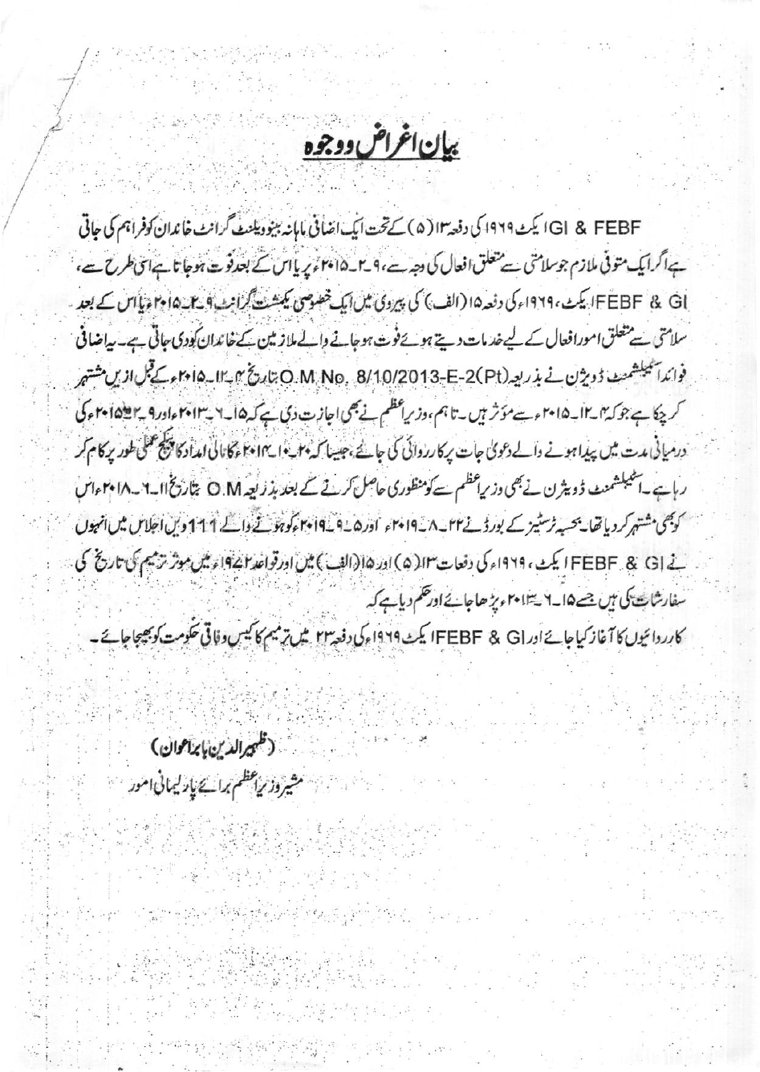# بیان اغراض و وجوہ

FEBF & GI ایکٹ ۱۹۶۹ کی دفعہ ۱۳(۵) کے تحت ایک اضافی ماہانہ بینوویلنٹ گرانٹ خاندان کو فراہم کی جاتی ہے اگر ایک متوفی ملازم جو سلامتی سے متعلق افعال کی وجہ سے، ۹-۲-۲۰۱۵ء پر یا اس کے بعد فوت ہو جاتا ہے اسی طرح سے، FEBF & GI ایکٹ، ۱۹۶۹ء کی دفعہ ۱۵(الف) کی پیروی میں ایک خصوصی یکمشت گرانٹ ۹-۲-۲۰۱۵ء یا اس کے بعد سلامتی سے متعلق امور افعال کے لیے خدمات دیتے ہوئے فوت ہو جانے والے ملازمین کے خاندان کو دی جاتی ہے۔ یہ اضافی فوائد اسٹیبلشمنٹ ڈویژن نے بذریعہ O.M No. 8/10/2013-E-2(Pt) بتاریخ ۴-۱۲-۲۰۱۵ء کے قبل ازیں مشتہر کر چکا ہے جو کہ ۴-۱۲-۲۰۱۵ء سے مؤثر ہیں۔ تاہم، وزیر اعظم نے بھی اجازت دی ہے کہ ۱۵-۶-۲۰۱۳ء اور ۹-۲-۲۰۱۵ء کی درمیانی مدت میں پیدا ہونے والے دعویٰ جات پر کارروائی کی جائے، جیسا کہ ۲۰-۱۰-۲۰۱۴ء کا مالی امداد کا پیکج عملی طور پر کام کر رہا ہے۔ اسٹیبلشمنٹ ڈویژن نے بھی وزیر اعظم سے کو منظوری حاصل کرنے کے بعد بذریعہ O.M بتاریخ ۱۱-۶-۲۰۱۸ء اس کو بھی مشتہر کر دیا تھا۔ بحسبہ ٹرسٹیز کے بورڈ نے ۲۲-۸-۲۰۱۹ء اور ۵-۹-۲۰۱۹ء کو ہونے والے 111 ویں اجلاس میں انہوں نے FEBF & GI ایکٹ، ۱۹۶۹ء کی دفعات ۱۳(۵) اور ۱۵(الف) میں اور قواعد ۱۹۷۲ء میں موثر ترمیم کی تاریخ کی سفارشات کی ہیں جسے ۱۵-۶-۲۰۱۳ء پڑھا جائے اور حکم دیا ہے کہ کارروائیوں کا آغاز کیا جائے اور FEBF & GI ایکٹ ۱۹۶۹ء کی دفعہ ۲۳ میں ترمیم کا کیس وفاقی حکومت کو بھیجا جائے۔

(ظہیر الدین بابر اعوان)

مشیر وزیر اعظم برائے پارلیمانی امور